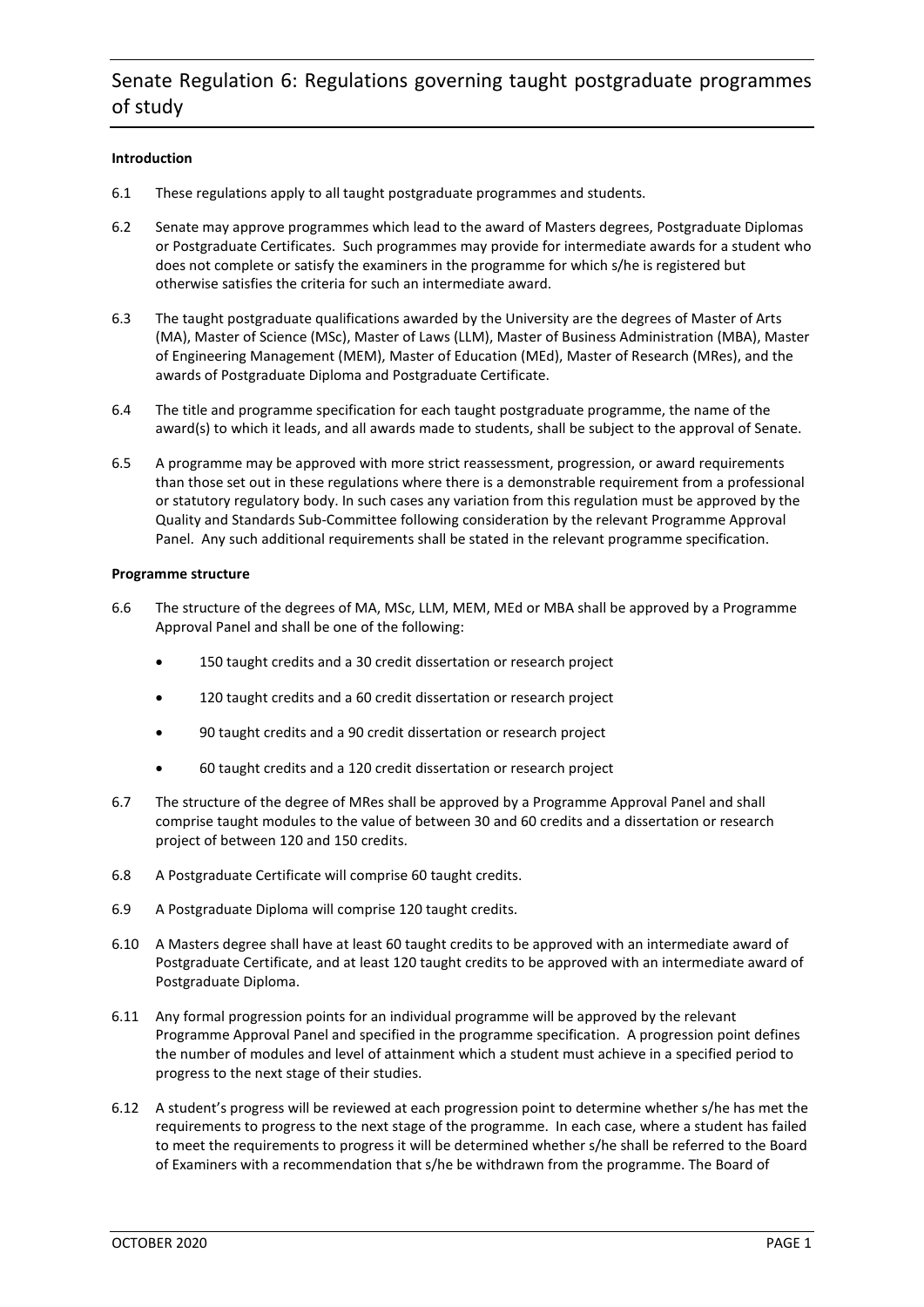# Senate Regulation 6: Regulations governing taught postgraduate programmes of study

**Introduction**

6.1 These regulations apply to all taught postgraduate programmes and students.

6.2 Senate may approve programmes which lead to the award of Masters degrees, Postgraduate Diplomas or Postgraduate Certificates. Such programmes may provide for intermediate awards for a student who does not complete or satisfy the examiners in the programme for which s/he is registered but otherwise satisfies the criteria for such an intermediate award.

6.3 The taught postgraduate qualifications awarded by the University are the degrees of Master of Arts (MA), Master of Science (MSc), Master of Laws (LLM), Master of Business Administration (MBA), Master of Engineering Management (MEM), Master of Education (MEd), Master of Research (MRes), and the awards of Postgraduate Diploma and Postgraduate Certificate.

6.4 The title and programme specification for each taught postgraduate programme, the name of the award(s) to which it leads, and all awards made to students, shall be subject to the approval of Senate.

6.5 A programme may be approved with more strict reassessment, progression, or award requirements than those set out in these regulations where there is a demonstrable requirement from a professional or statutory regulatory body. In such cases any variation from this regulation must be approved by the Quality and Standards Sub-Committee following consideration by the relevant Programme Approval Panel. Any such additional requirements shall be stated in the relevant programme specification.

**Programme structure**

6.6 The structure of the degrees of MA, MSc, LLM, MEM, MEd or MBA shall be approved by a Programme Approval Panel and shall be one of the following:

- 150 taught credits and a 30 credit dissertation or research project
- 120 taught credits and a 60 credit dissertation or research project
- 90 taught credits and a 90 credit dissertation or research project
- 60 taught credits and a 120 credit dissertation or research project

6.7 The structure of the degree of MRes shall be approved by a Programme Approval Panel and shall comprise taught modules to the value of between 30 and 60 credits and a dissertation or research project of between 120 and 150 credits.

6.8 A Postgraduate Certificate will comprise 60 taught credits.

6.9 A Postgraduate Diploma will comprise 120 taught credits.

6.10 A Masters degree shall have at least 60 taught credits to be approved with an intermediate award of Postgraduate Certificate, and at least 120 taught credits to be approved with an intermediate award of Postgraduate Diploma.

6.11 Any formal progression points for an individual programme will be approved by the relevant Programme Approval Panel and specified in the programme specification. A progression point defines the number of modules and level of attainment which a student must achieve in a specified period to progress to the next stage of their studies.

6.12 A student's progress will be reviewed at each progression point to determine whether s/he has met the requirements to progress to the next stage of the programme. In each case, where a student has failed to meet the requirements to progress it will be determined whether s/he shall be referred to the Board of Examiners with a recommendation that s/he be withdrawn from the programme. The Board of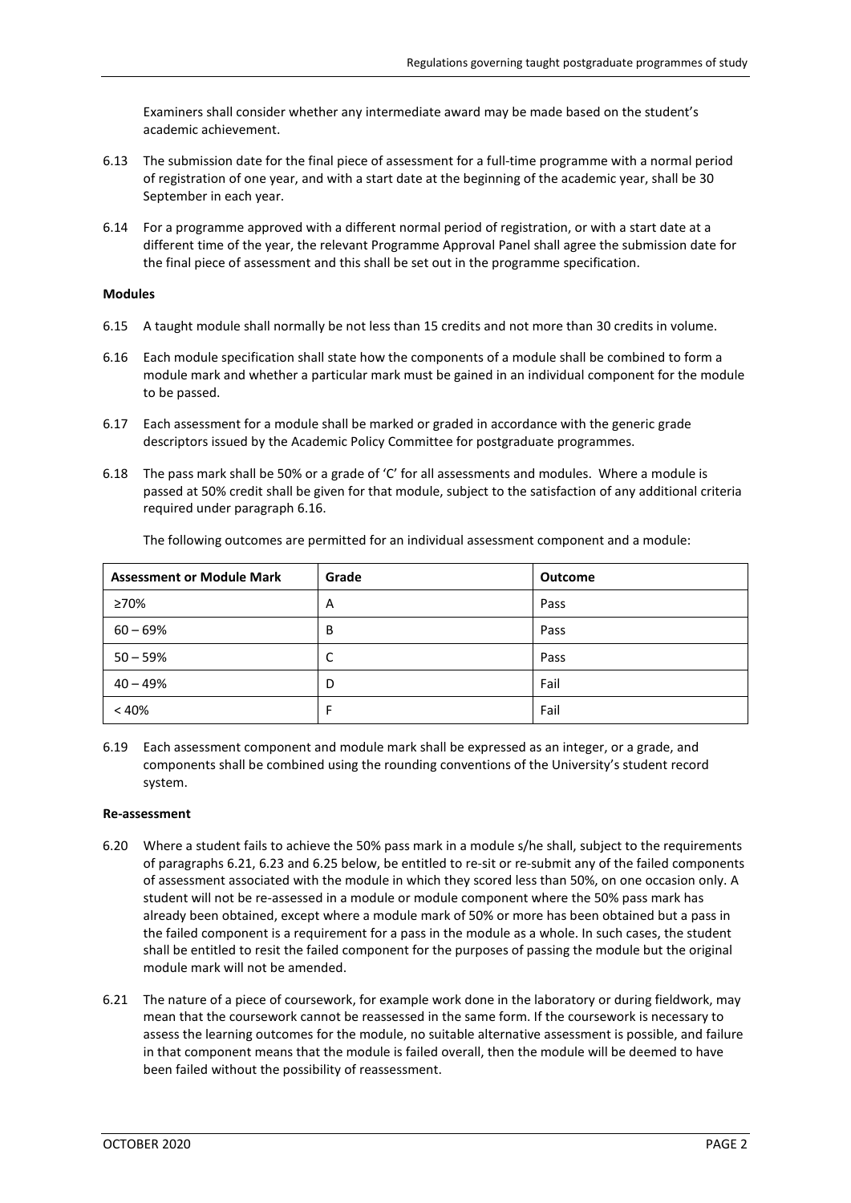Examiners shall consider whether any intermediate award may be made based on the student's academic achievement.

6.13 The submission date for the final piece of assessment for a full-time programme with a normal period of registration of one year, and with a start date at the beginning of the academic year, shall be 30 September in each year.

6.14 For a programme approved with a different normal period of registration, or with a start date at a different time of the year, the relevant Programme Approval Panel shall agree the submission date for the final piece of assessment and this shall be set out in the programme specification.

**Modules**

6.15 A taught module shall normally be not less than 15 credits and not more than 30 credits in volume.

6.16 Each module specification shall state how the components of a module shall be combined to form a module mark and whether a particular mark must be gained in an individual component for the module to be passed.

6.17 Each assessment for a module shall be marked or graded in accordance with the generic grade descriptors issued by the Academic Policy Committee for postgraduate programmes.

6.18 The pass mark shall be 50% or a grade of 'C' for all assessments and modules. Where a module is passed at 50% credit shall be given for that module, subject to the satisfaction of any additional criteria required under paragraph 6.16.

The following outcomes are permitted for an individual assessment component and a module:

| Assessment or Module Mark | Grade | Outcome |
|---|---|---|
| ≥70% | A | Pass |
| 60 – 69% | B | Pass |
| 50 – 59% | C | Pass |
| 40 – 49% | D | Fail |
| < 40% | F | Fail |

6.19 Each assessment component and module mark shall be expressed as an integer, or a grade, and components shall be combined using the rounding conventions of the University's student record system.

**Re-assessment**

6.20 Where a student fails to achieve the 50% pass mark in a module s/he shall, subject to the requirements of paragraphs 6.21, 6.23 and 6.25 below, be entitled to re-sit or re-submit any of the failed components of assessment associated with the module in which they scored less than 50%, on one occasion only. A student will not be re-assessed in a module or module component where the 50% pass mark has already been obtained, except where a module mark of 50% or more has been obtained but a pass in the failed component is a requirement for a pass in the module as a whole. In such cases, the student shall be entitled to resit the failed component for the purposes of passing the module but the original module mark will not be amended.

6.21 The nature of a piece of coursework, for example work done in the laboratory or during fieldwork, may mean that the coursework cannot be reassessed in the same form. If the coursework is necessary to assess the learning outcomes for the module, no suitable alternative assessment is possible, and failure in that component means that the module is failed overall, then the module will be deemed to have been failed without the possibility of reassessment.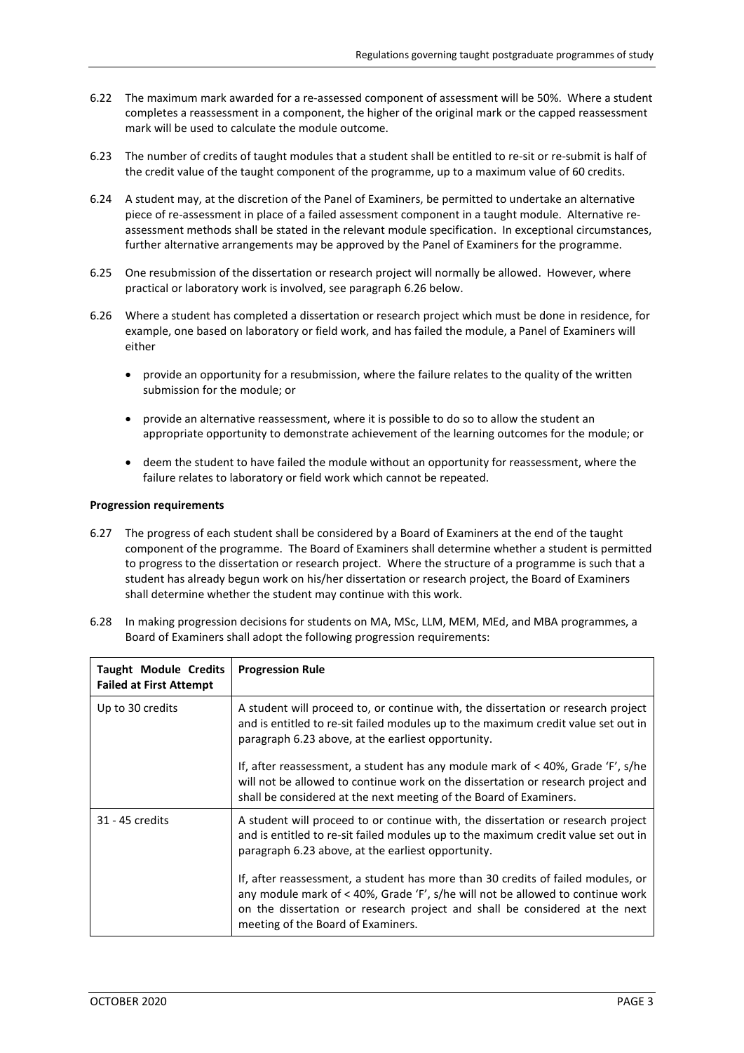6.22 The maximum mark awarded for a re-assessed component of assessment will be 50%. Where a student completes a reassessment in a component, the higher of the original mark or the capped reassessment mark will be used to calculate the module outcome.

6.23 The number of credits of taught modules that a student shall be entitled to re-sit or re-submit is half of the credit value of the taught component of the programme, up to a maximum value of 60 credits.

6.24 A student may, at the discretion of the Panel of Examiners, be permitted to undertake an alternative piece of re-assessment in place of a failed assessment component in a taught module. Alternative re-assessment methods shall be stated in the relevant module specification. In exceptional circumstances, further alternative arrangements may be approved by the Panel of Examiners for the programme.

6.25 One resubmission of the dissertation or research project will normally be allowed. However, where practical or laboratory work is involved, see paragraph 6.26 below.

6.26 Where a student has completed a dissertation or research project which must be done in residence, for example, one based on laboratory or field work, and has failed the module, a Panel of Examiners will either

- provide an opportunity for a resubmission, where the failure relates to the quality of the written submission for the module; or
- provide an alternative reassessment, where it is possible to do so to allow the student an appropriate opportunity to demonstrate achievement of the learning outcomes for the module; or
- deem the student to have failed the module without an opportunity for reassessment, where the failure relates to laboratory or field work which cannot be repeated.

**Progression requirements**

6.27 The progress of each student shall be considered by a Board of Examiners at the end of the taught component of the programme. The Board of Examiners shall determine whether a student is permitted to progress to the dissertation or research project. Where the structure of a programme is such that a student has already begun work on his/her dissertation or research project, the Board of Examiners shall determine whether the student may continue with this work.

6.28 In making progression decisions for students on MA, MSc, LLM, MEM, MEd, and MBA programmes, a Board of Examiners shall adopt the following progression requirements:

| Taught Module Credits Failed at First Attempt | Progression Rule |
|---|---|
| Up to 30 credits | A student will proceed to, or continue with, the dissertation or research project and is entitled to re-sit failed modules up to the maximum credit value set out in paragraph 6.23 above, at the earliest opportunity.<br><br>If, after reassessment, a student has any module mark of < 40%, Grade 'F', s/he will not be allowed to continue work on the dissertation or research project and shall be considered at the next meeting of the Board of Examiners. |
| 31 - 45 credits | A student will proceed to or continue with, the dissertation or research project and is entitled to re-sit failed modules up to the maximum credit value set out in paragraph 6.23 above, at the earliest opportunity.<br><br>If, after reassessment, a student has more than 30 credits of failed modules, or any module mark of < 40%, Grade 'F', s/he will not be allowed to continue work on the dissertation or research project and shall be considered at the next meeting of the Board of Examiners. |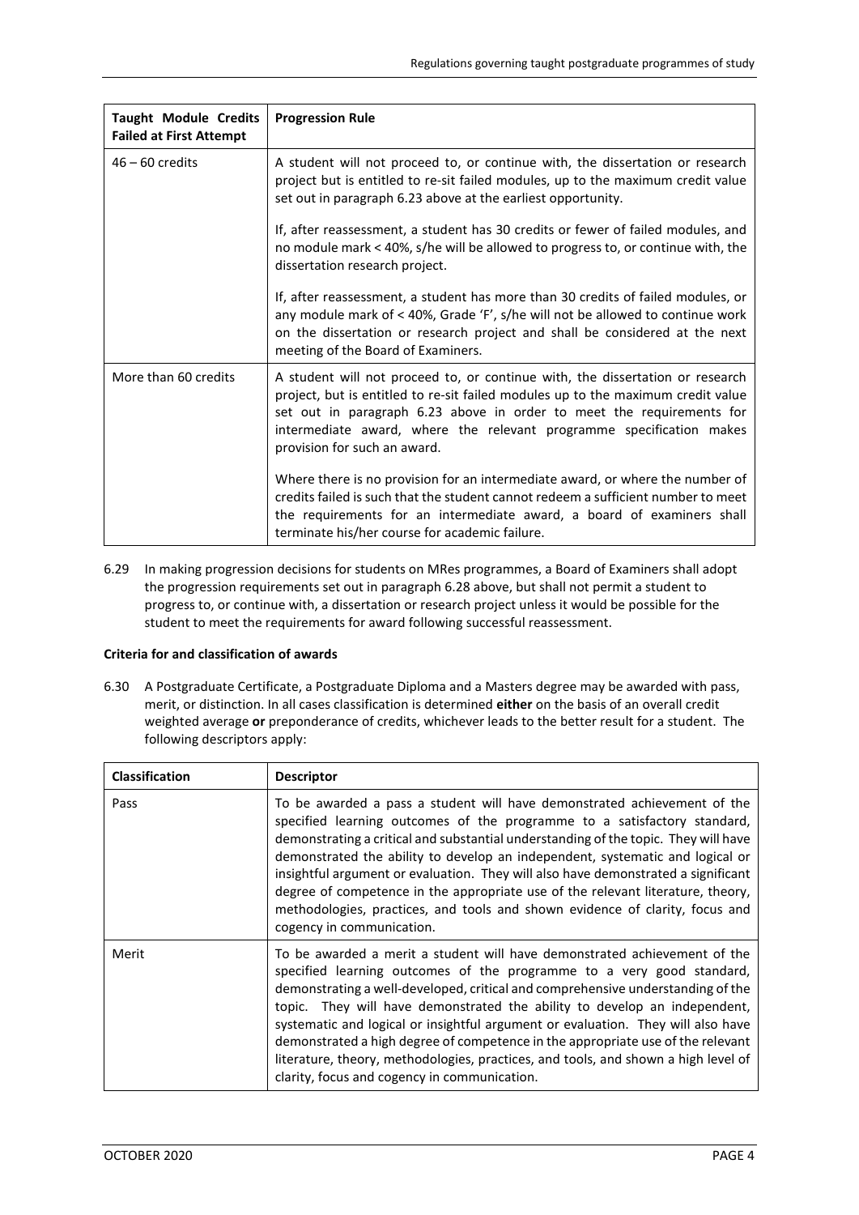| Taught Module Credits Failed at First Attempt | Progression Rule |
| --- | --- |
| 46 – 60 credits | A student will not proceed to, or continue with, the dissertation or research project but is entitled to re-sit failed modules, up to the maximum credit value set out in paragraph 6.23 above at the earliest opportunity.<br><br>If, after reassessment, a student has 30 credits or fewer of failed modules, and no module mark < 40%, s/he will be allowed to progress to, or continue with, the dissertation research project.<br><br>If, after reassessment, a student has more than 30 credits of failed modules, or any module mark of < 40%, Grade 'F', s/he will not be allowed to continue work on the dissertation or research project and shall be considered at the next meeting of the Board of Examiners. |
| More than 60 credits | A student will not proceed to, or continue with, the dissertation or research project, but is entitled to re-sit failed modules up to the maximum credit value set out in paragraph 6.23 above in order to meet the requirements for intermediate award, where the relevant programme specification makes provision for such an award.<br><br>Where there is no provision for an intermediate award, or where the number of credits failed is such that the student cannot redeem a sufficient number to meet the requirements for an intermediate award, a board of examiners shall terminate his/her course for academic failure. |

6.29 In making progression decisions for students on MRes programmes, a Board of Examiners shall adopt the progression requirements set out in paragraph 6.28 above, but shall not permit a student to progress to, or continue with, a dissertation or research project unless it would be possible for the student to meet the requirements for award following successful reassessment.

**Criteria for and classification of awards**

6.30 A Postgraduate Certificate, a Postgraduate Diploma and a Masters degree may be awarded with pass, merit, or distinction. In all cases classification is determined **either** on the basis of an overall credit weighted average **or** preponderance of credits, whichever leads to the better result for a student. The following descriptors apply:

| Classification | Descriptor |
| --- | --- |
| Pass | To be awarded a pass a student will have demonstrated achievement of the specified learning outcomes of the programme to a satisfactory standard, demonstrating a critical and substantial understanding of the topic. They will have demonstrated the ability to develop an independent, systematic and logical or insightful argument or evaluation. They will also have demonstrated a significant degree of competence in the appropriate use of the relevant literature, theory, methodologies, practices, and tools and shown evidence of clarity, focus and cogency in communication. |
| Merit | To be awarded a merit a student will have demonstrated achievement of the specified learning outcomes of the programme to a very good standard, demonstrating a well-developed, critical and comprehensive understanding of the topic. They will have demonstrated the ability to develop an independent, systematic and logical or insightful argument or evaluation. They will also have demonstrated a high degree of competence in the appropriate use of the relevant literature, theory, methodologies, practices, and tools, and shown a high level of clarity, focus and cogency in communication. |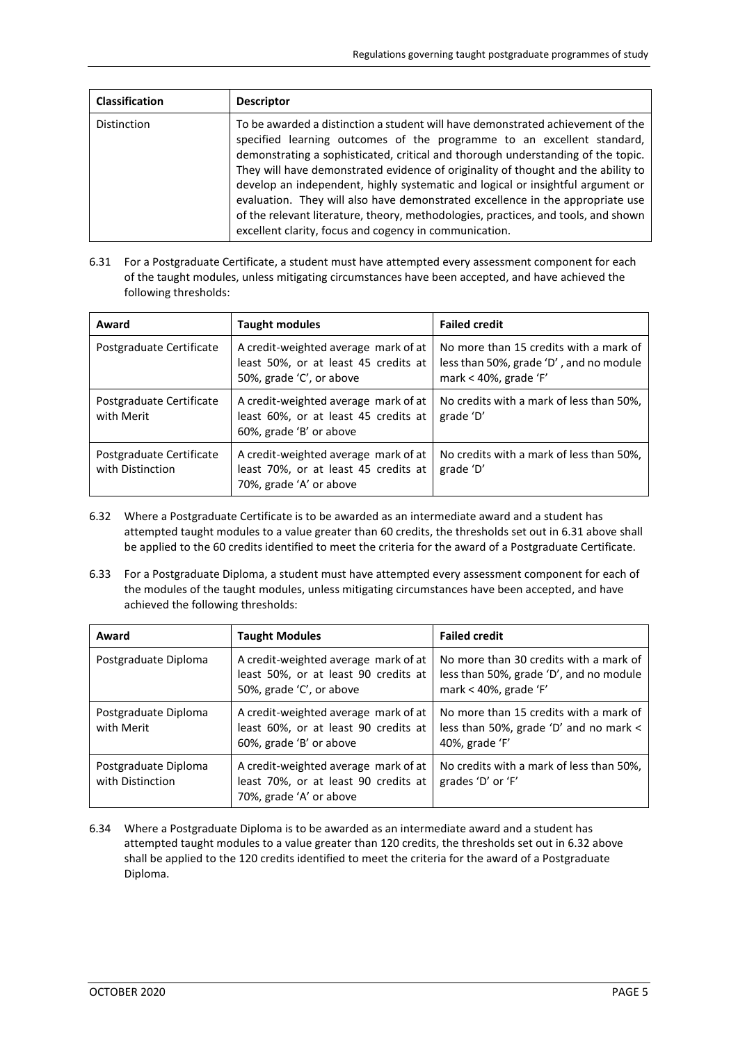| Classification | Descriptor |
| --- | --- |
| Distinction | To be awarded a distinction a student will have demonstrated achievement of the specified learning outcomes of the programme to an excellent standard, demonstrating a sophisticated, critical and thorough understanding of the topic. They will have demonstrated evidence of originality of thought and the ability to develop an independent, highly systematic and logical or insightful argument or evaluation. They will also have demonstrated excellence in the appropriate use of the relevant literature, theory, methodologies, practices, and tools, and shown excellent clarity, focus and cogency in communication. |

6.31 For a Postgraduate Certificate, a student must have attempted every assessment component for each of the taught modules, unless mitigating circumstances have been accepted, and have achieved the following thresholds:

| Award | Taught modules | Failed credit |
| --- | --- | --- |
| Postgraduate Certificate | A credit-weighted average mark of at least 50%, or at least 45 credits at 50%, grade 'C', or above | No more than 15 credits with a mark of less than 50%, grade 'D' , and no module mark < 40%, grade 'F' |
| Postgraduate Certificate with Merit | A credit-weighted average mark of at least 60%, or at least 45 credits at 60%, grade 'B' or above | No credits with a mark of less than 50%, grade 'D' |
| Postgraduate Certificate with Distinction | A credit-weighted average mark of at least 70%, or at least 45 credits at 70%, grade 'A' or above | No credits with a mark of less than 50%, grade 'D' |

6.32 Where a Postgraduate Certificate is to be awarded as an intermediate award and a student has attempted taught modules to a value greater than 60 credits, the thresholds set out in 6.31 above shall be applied to the 60 credits identified to meet the criteria for the award of a Postgraduate Certificate.

6.33 For a Postgraduate Diploma, a student must have attempted every assessment component for each of the modules of the taught modules, unless mitigating circumstances have been accepted, and have achieved the following thresholds:

| Award | Taught Modules | Failed credit |
| --- | --- | --- |
| Postgraduate Diploma | A credit-weighted average mark of at least 50%, or at least 90 credits at 50%, grade 'C', or above | No more than 30 credits with a mark of less than 50%, grade 'D', and no module mark < 40%, grade 'F' |
| Postgraduate Diploma with Merit | A credit-weighted average mark of at least 60%, or at least 90 credits at 60%, grade 'B' or above | No more than 15 credits with a mark of less than 50%, grade 'D' and no mark < 40%, grade 'F' |
| Postgraduate Diploma with Distinction | A credit-weighted average mark of at least 70%, or at least 90 credits at 70%, grade 'A' or above | No credits with a mark of less than 50%, grades 'D' or 'F' |

6.34 Where a Postgraduate Diploma is to be awarded as an intermediate award and a student has attempted taught modules to a value greater than 120 credits, the thresholds set out in 6.32 above shall be applied to the 120 credits identified to meet the criteria for the award of a Postgraduate Diploma.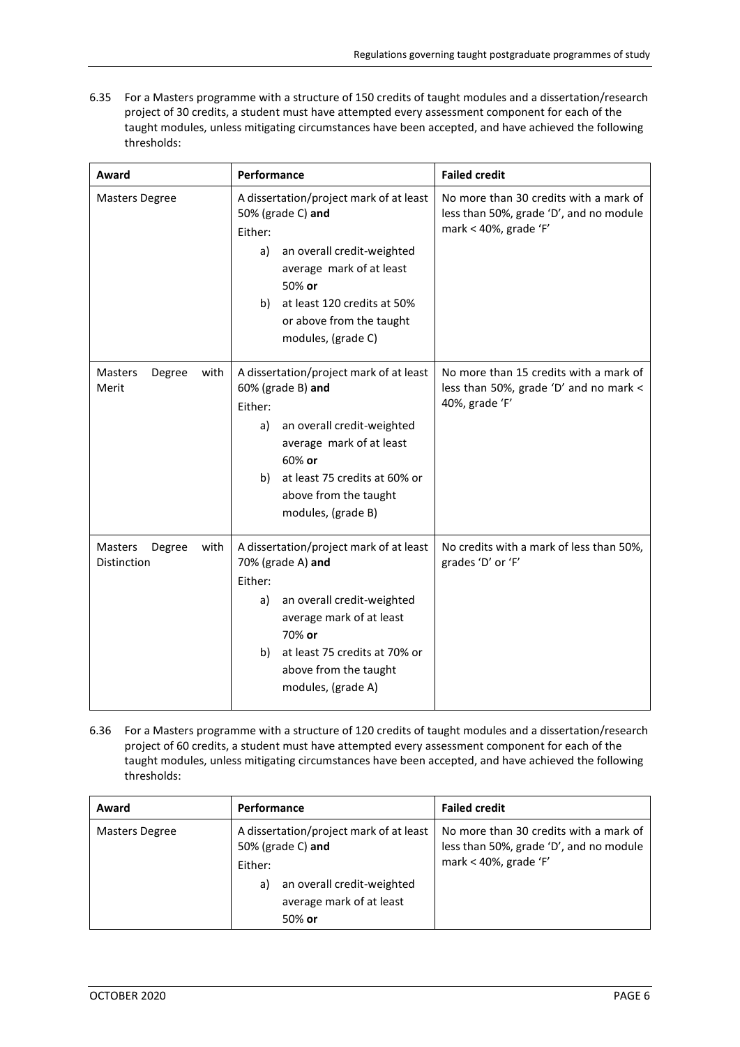6.35 For a Masters programme with a structure of 150 credits of taught modules and a dissertation/research project of 30 credits, a student must have attempted every assessment component for each of the taught modules, unless mitigating circumstances have been accepted, and have achieved the following thresholds:

| Award | Performance | Failed credit |
|---|---|---|
| Masters Degree | A dissertation/project mark of at least 50% (grade C) **and**<br>Either:<br>a) an overall credit-weighted average mark of at least 50% **or**<br>b) at least 120 credits at 50% or above from the taught modules, (grade C) | No more than 30 credits with a mark of less than 50%, grade 'D', and no module mark < 40%, grade 'F' |
| Masters Degree with Merit | A dissertation/project mark of at least 60% (grade B) **and**<br>Either:<br>a) an overall credit-weighted average mark of at least 60% **or**<br>b) at least 75 credits at 60% or above from the taught modules, (grade B) | No more than 15 credits with a mark of less than 50%, grade 'D' and no mark < 40%, grade 'F' |
| Masters Degree with Distinction | A dissertation/project mark of at least 70% (grade A) **and**<br>Either:<br>a) an overall credit-weighted average mark of at least 70% **or**<br>b) at least 75 credits at 70% or above from the taught modules, (grade A) | No credits with a mark of less than 50%, grades 'D' or 'F' |

6.36 For a Masters programme with a structure of 120 credits of taught modules and a dissertation/research project of 60 credits, a student must have attempted every assessment component for each of the taught modules, unless mitigating circumstances have been accepted, and have achieved the following thresholds:

| Award | Performance | Failed credit |
|---|---|---|
| Masters Degree | A dissertation/project mark of at least 50% (grade C) **and**<br>Either:<br>a) an overall credit-weighted average mark of at least 50% **or** | No more than 30 credits with a mark of less than 50%, grade 'D', and no module mark < 40%, grade 'F' |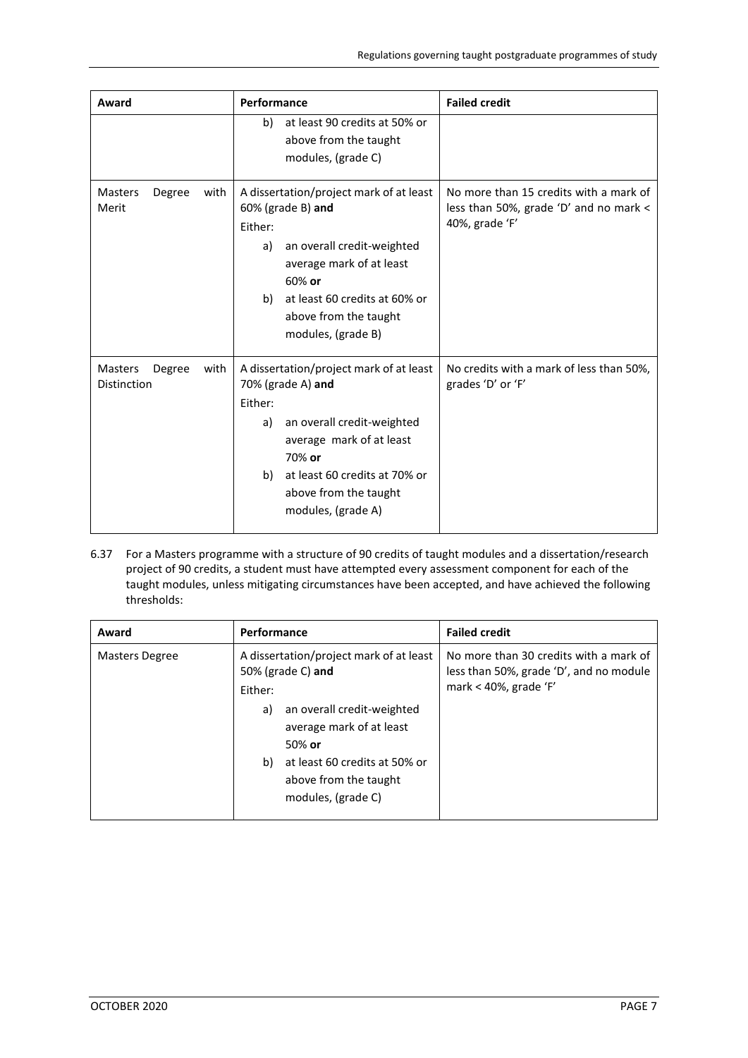| Award | Performance | Failed credit |
|---|---|---|
| | b) at least 90 credits at 50% or above from the taught modules, (grade C) | |
| Masters Degree with Merit | A dissertation/project mark of at least 60% (grade B) **and**<br>Either:<br>a) an overall credit-weighted average mark of at least 60% **or**<br>b) at least 60 credits at 60% or above from the taught modules, (grade B) | No more than 15 credits with a mark of less than 50%, grade 'D' and no mark < 40%, grade 'F' |
| Masters Degree with Distinction | A dissertation/project mark of at least 70% (grade A) **and**<br>Either:<br>a) an overall credit-weighted average mark of at least 70% **or**<br>b) at least 60 credits at 70% or above from the taught modules, (grade A) | No credits with a mark of less than 50%, grades 'D' or 'F' |

6.37 For a Masters programme with a structure of 90 credits of taught modules and a dissertation/research project of 90 credits, a student must have attempted every assessment component for each of the taught modules, unless mitigating circumstances have been accepted, and have achieved the following thresholds:

| Award | Performance | Failed credit |
|---|---|---|
| Masters Degree | A dissertation/project mark of at least 50% (grade C) **and**<br>Either:<br>a) an overall credit-weighted average mark of at least 50% **or**<br>b) at least 60 credits at 50% or above from the taught modules, (grade C) | No more than 30 credits with a mark of less than 50%, grade 'D', and no module mark < 40%, grade 'F' |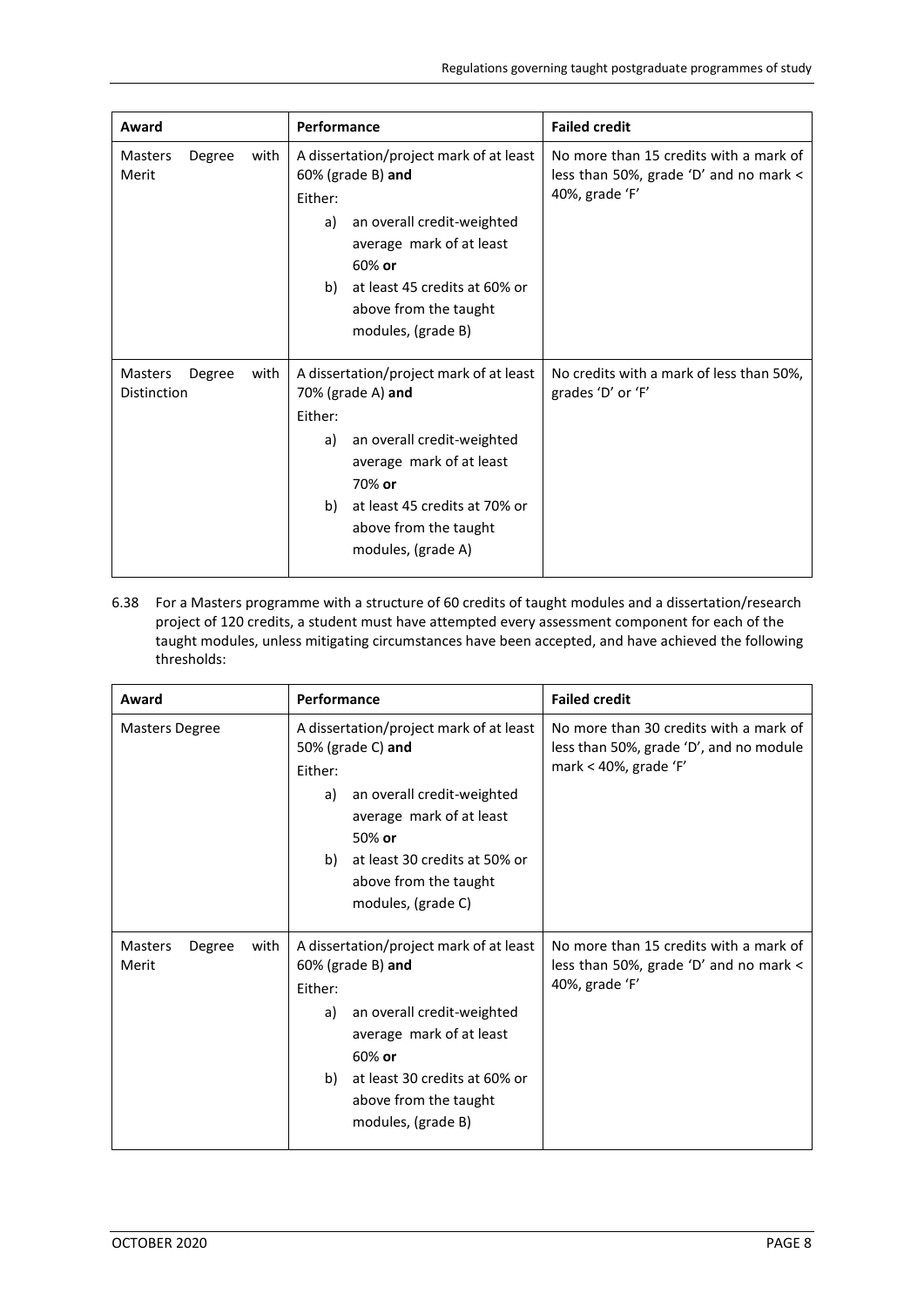| Award | Performance | Failed credit |
|---|---|---|
| Masters Degree with Merit | A dissertation/project mark of at least 60% (grade B) **and**<br>Either:<br>a) an overall credit-weighted average mark of at least 60% **or**<br>b) at least 45 credits at 60% or above from the taught modules, (grade B) | No more than 15 credits with a mark of less than 50%, grade 'D' and no mark < 40%, grade 'F' |
| Masters Degree with Distinction | A dissertation/project mark of at least 70% (grade A) **and**<br>Either:<br>a) an overall credit-weighted average mark of at least 70% **or**<br>b) at least 45 credits at 70% or above from the taught modules, (grade A) | No credits with a mark of less than 50%, grades 'D' or 'F' |

6.38 For a Masters programme with a structure of 60 credits of taught modules and a dissertation/research project of 120 credits, a student must have attempted every assessment component for each of the taught modules, unless mitigating circumstances have been accepted, and have achieved the following thresholds:

| Award | Performance | Failed credit |
|---|---|---|
| Masters Degree | A dissertation/project mark of at least 50% (grade C) **and**<br>Either:<br>a) an overall credit-weighted average mark of at least 50% **or**<br>b) at least 30 credits at 50% or above from the taught modules, (grade C) | No more than 30 credits with a mark of less than 50%, grade 'D', and no module mark < 40%, grade 'F' |
| Masters Degree with Merit | A dissertation/project mark of at least 60% (grade B) **and**<br>Either:<br>a) an overall credit-weighted average mark of at least 60% **or**<br>b) at least 30 credits at 60% or above from the taught modules, (grade B) | No more than 15 credits with a mark of less than 50%, grade 'D' and no mark < 40%, grade 'F' |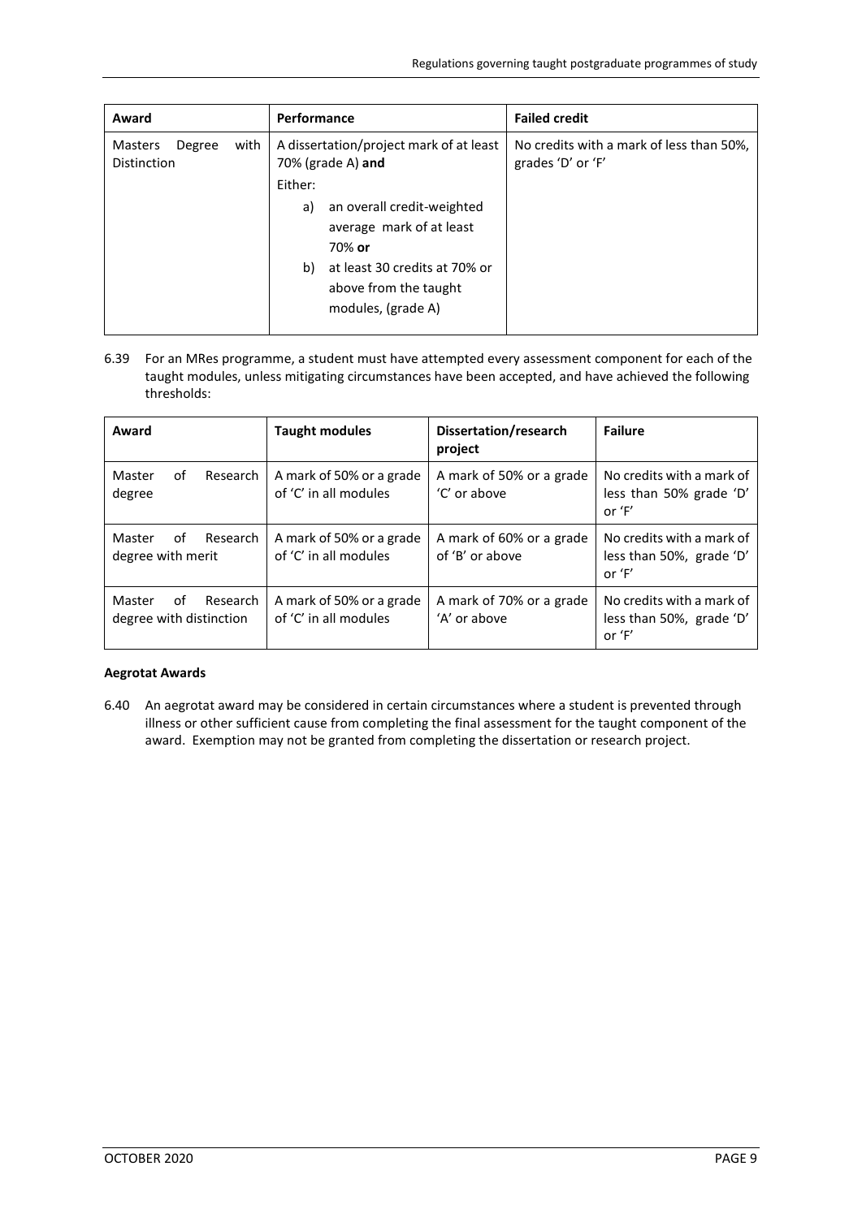| Award | Performance | Failed credit |
| --- | --- | --- |
| Masters Degree with Distinction | A dissertation/project mark of at least 70% (grade A) **and** Either: a) an overall credit-weighted average mark of at least 70% **or** b) at least 30 credits at 70% or above from the taught modules, (grade A) | No credits with a mark of less than 50%, grades 'D' or 'F' |

6.39 For an MRes programme, a student must have attempted every assessment component for each of the taught modules, unless mitigating circumstances have been accepted, and have achieved the following thresholds:

| Award | Taught modules | Dissertation/research project | Failure |
| --- | --- | --- | --- |
| Master of Research degree | A mark of 50% or a grade of 'C' in all modules | A mark of 50% or a grade 'C' or above | No credits with a mark of less than 50% grade 'D' or 'F' |
| Master of Research degree with merit | A mark of 50% or a grade of 'C' in all modules | A mark of 60% or a grade of 'B' or above | No credits with a mark of less than 50%, grade 'D' or 'F' |
| Master of Research degree with distinction | A mark of 50% or a grade of 'C' in all modules | A mark of 70% or a grade 'A' or above | No credits with a mark of less than 50%, grade 'D' or 'F' |

**Aegrotat Awards**

6.40 An aegrotat award may be considered in certain circumstances where a student is prevented through illness or other sufficient cause from completing the final assessment for the taught component of the award. Exemption may not be granted from completing the dissertation or research project.